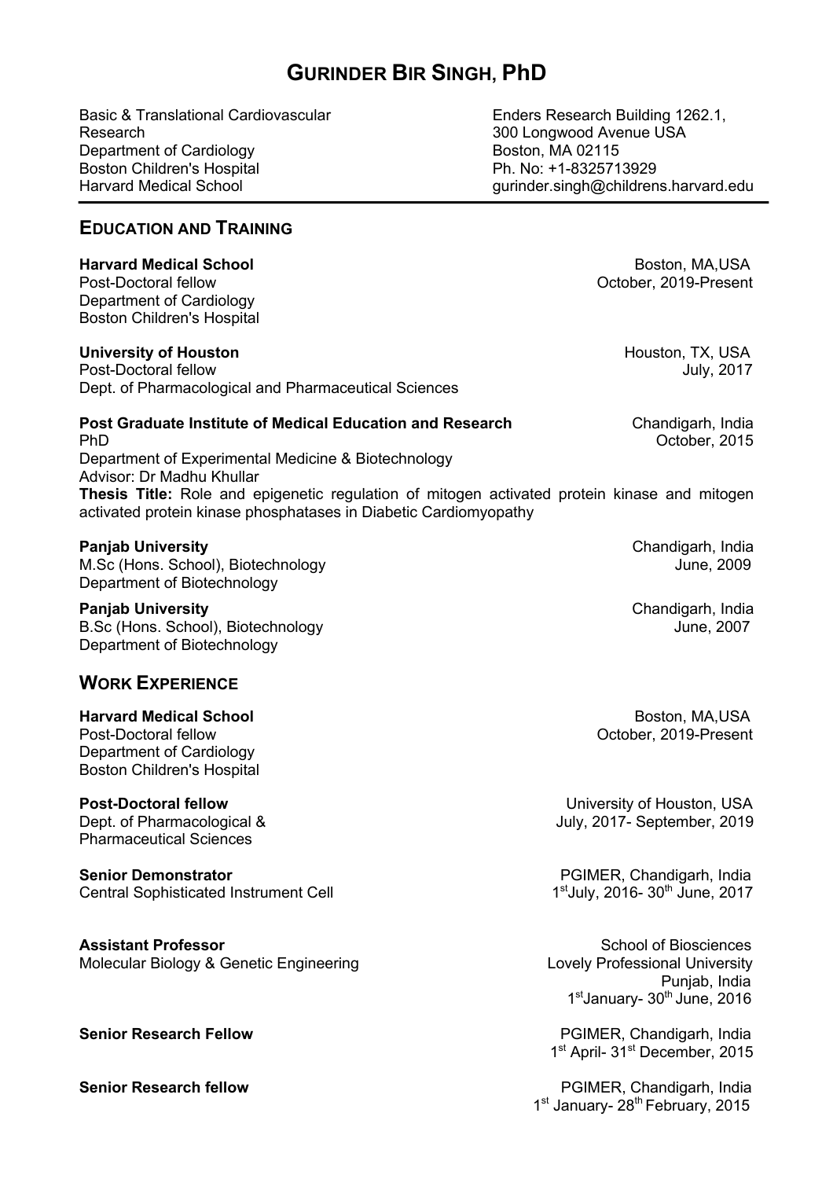# GURINDER BIR SINGH, PhD

Basic & Translational Cardiovascular Research
Department of Cardiology
Boston Children's Hospital
Harvard Medical School

Enders Research Building 1262.1,
300 Longwood Avenue USA
Boston, MA 02115
Ph. No: +1-8325713929
gurinder.singh@childrens.harvard.edu

## EDUCATION AND TRAINING

**Harvard Medical School** — Boston, MA,USA
Post-Doctoral fellow — October, 2019-Present
Department of Cardiology
Boston Children's Hospital

**University of Houston** — Houston, TX, USA
Post-Doctoral fellow — July, 2017
Dept. of Pharmacological and Pharmaceutical Sciences

**Post Graduate Institute of Medical Education and Research** — Chandigarh, India
PhD — October, 2015
Department of Experimental Medicine & Biotechnology
Advisor: Dr Madhu Khullar
**Thesis Title:** Role and epigenetic regulation of mitogen activated protein kinase and mitogen activated protein kinase phosphatases in Diabetic Cardiomyopathy

**Panjab University** — Chandigarh, India
M.Sc (Hons. School), Biotechnology — June, 2009
Department of Biotechnology

**Panjab University** — Chandigarh, India
B.Sc (Hons. School), Biotechnology — June, 2007
Department of Biotechnology

## WORK EXPERIENCE

**Harvard Medical School** — Boston, MA,USA
Post-Doctoral fellow — October, 2019-Present
Department of Cardiology
Boston Children's Hospital

**Post-Doctoral fellow** — University of Houston, USA
Dept. of Pharmacological & Pharmaceutical Sciences — July, 2017- September, 2019

**Senior Demonstrator** — PGIMER, Chandigarh, India
Central Sophisticated Instrument Cell — 1st July, 2016- 30th June, 2017

**Assistant Professor** — School of Biosciences
Molecular Biology & Genetic Engineering — Lovely Professional University
Punjab, India
1st January- 30th June, 2016

**Senior Research Fellow** — PGIMER, Chandigarh, India
1st April- 31st December, 2015

**Senior Research fellow** — PGIMER, Chandigarh, India
1st January- 28th February, 2015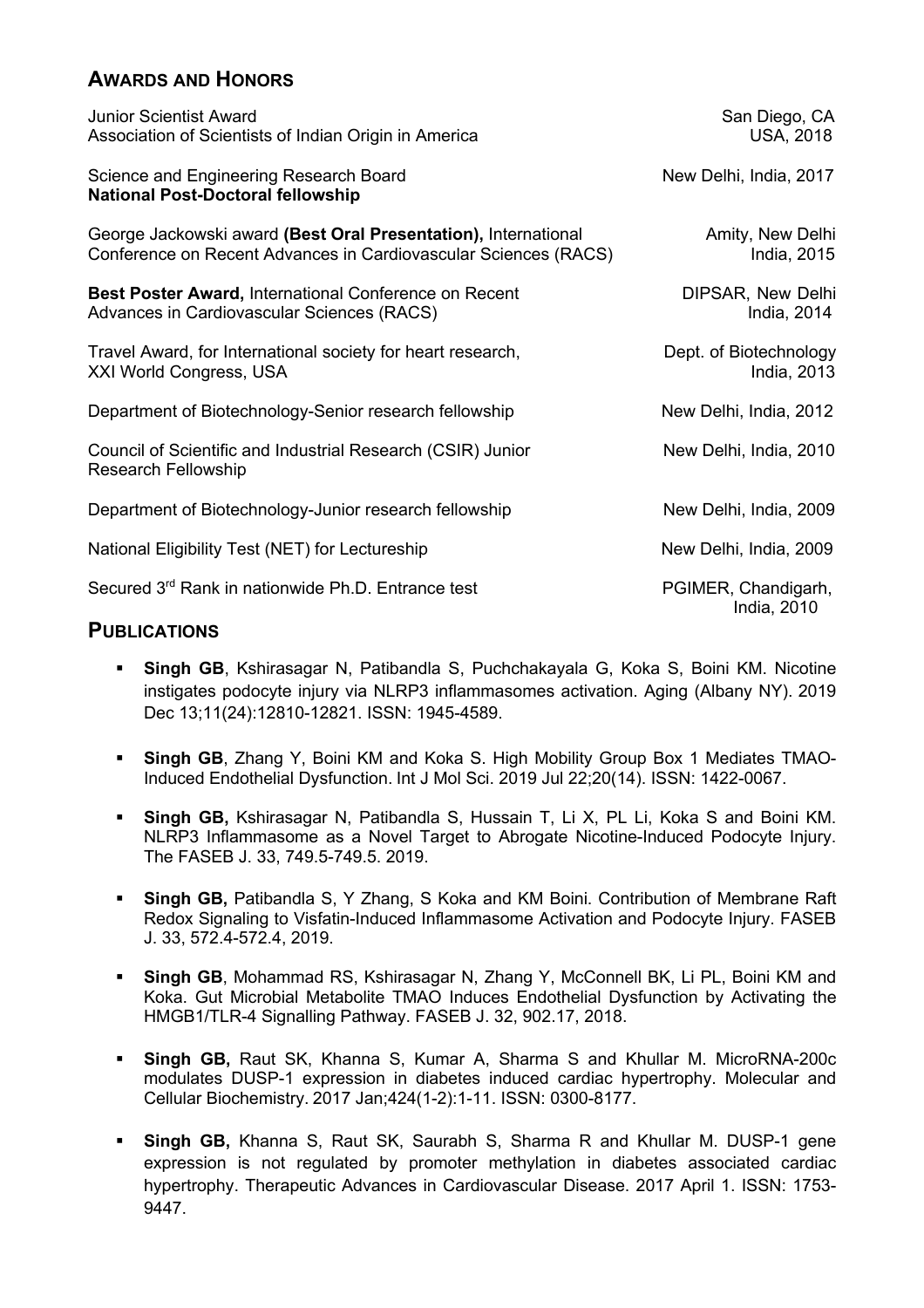## AWARDS AND HONORS

Junior Scientist Award — San Diego, CA
Association of Scientists of Indian Origin in America — USA, 2018

Science and Engineering Research Board — New Delhi, India, 2017
**National Post-Doctoral fellowship**

George Jackowski award **(Best Oral Presentation),** International Conference on Recent Advances in Cardiovascular Sciences (RACS) — Amity, New Delhi, India, 2015

**Best Poster Award,** International Conference on Recent Advances in Cardiovascular Sciences (RACS) — DIPSAR, New Delhi, India, 2014

Travel Award, for International society for heart research, XXI World Congress, USA — Dept. of Biotechnology, India, 2013

Department of Biotechnology-Senior research fellowship — New Delhi, India, 2012

Council of Scientific and Industrial Research (CSIR) Junior Research Fellowship — New Delhi, India, 2010

Department of Biotechnology-Junior research fellowship — New Delhi, India, 2009

National Eligibility Test (NET) for Lectureship — New Delhi, India, 2009

Secured 3rd Rank in nationwide Ph.D. Entrance test — PGIMER, Chandigarh, India, 2010

## PUBLICATIONS

- **Singh GB**, Kshirasagar N, Patibandla S, Puchchakayala G, Koka S, Boini KM. Nicotine instigates podocyte injury via NLRP3 inflammasomes activation. Aging (Albany NY). 2019 Dec 13;11(24):12810-12821. ISSN: 1945-4589.

- **Singh GB**, Zhang Y, Boini KM and Koka S. High Mobility Group Box 1 Mediates TMAO-Induced Endothelial Dysfunction. Int J Mol Sci. 2019 Jul 22;20(14). ISSN: 1422-0067.

- **Singh GB,** Kshirasagar N, Patibandla S, Hussain T, Li X, PL Li, Koka S and Boini KM. NLRP3 Inflammasome as a Novel Target to Abrogate Nicotine-Induced Podocyte Injury. The FASEB J. 33, 749.5-749.5. 2019.

- **Singh GB,** Patibandla S, Y Zhang, S Koka and KM Boini. Contribution of Membrane Raft Redox Signaling to Visfatin-Induced Inflammasome Activation and Podocyte Injury. FASEB J. 33, 572.4-572.4, 2019.

- **Singh GB**, Mohammad RS, Kshirasagar N, Zhang Y, McConnell BK, Li PL, Boini KM and Koka. Gut Microbial Metabolite TMAO Induces Endothelial Dysfunction by Activating the HMGB1/TLR-4 Signalling Pathway. FASEB J. 32, 902.17, 2018.

- **Singh GB,** Raut SK, Khanna S, Kumar A, Sharma S and Khullar M. MicroRNA-200c modulates DUSP-1 expression in diabetes induced cardiac hypertrophy. Molecular and Cellular Biochemistry. 2017 Jan;424(1-2):1-11. ISSN: 0300-8177.

- **Singh GB,** Khanna S, Raut SK, Saurabh S, Sharma R and Khullar M. DUSP-1 gene expression is not regulated by promoter methylation in diabetes associated cardiac hypertrophy. Therapeutic Advances in Cardiovascular Disease. 2017 April 1. ISSN: 1753-9447.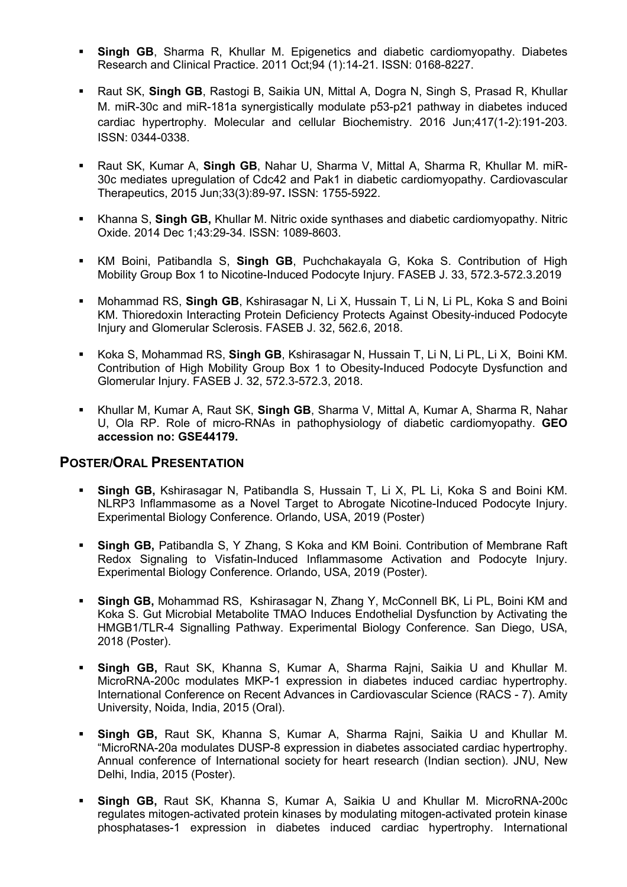- **Singh GB**, Sharma R, Khullar M. Epigenetics and diabetic cardiomyopathy. Diabetes Research and Clinical Practice. 2011 Oct;94 (1):14-21. ISSN: 0168-8227.

- Raut SK, **Singh GB**, Rastogi B, Saikia UN, Mittal A, Dogra N, Singh S, Prasad R, Khullar M. miR-30c and miR-181a synergistically modulate p53-p21 pathway in diabetes induced cardiac hypertrophy. Molecular and cellular Biochemistry. 2016 Jun;417(1-2):191-203. ISSN: 0344-0338.

- Raut SK, Kumar A, **Singh GB**, Nahar U, Sharma V, Mittal A, Sharma R, Khullar M. miR-30c mediates upregulation of Cdc42 and Pak1 in diabetic cardiomyopathy. Cardiovascular Therapeutics, 2015 Jun;33(3):89-97**.** ISSN: 1755-5922.

- Khanna S, **Singh GB,** Khullar M. Nitric oxide synthases and diabetic cardiomyopathy. Nitric Oxide. 2014 Dec 1;43:29-34. ISSN: 1089-8603.

- KM Boini, Patibandla S, **Singh GB**, Puchchakayala G, Koka S. Contribution of High Mobility Group Box 1 to Nicotine-Induced Podocyte Injury. FASEB J. 33, 572.3-572.3.2019

- Mohammad RS, **Singh GB**, Kshirasagar N, Li X, Hussain T, Li N, Li PL, Koka S and Boini KM. Thioredoxin Interacting Protein Deficiency Protects Against Obesity-induced Podocyte Injury and Glomerular Sclerosis. FASEB J. 32, 562.6, 2018.

- Koka S, Mohammad RS, **Singh GB**, Kshirasagar N, Hussain T, Li N, Li PL, Li X, Boini KM. Contribution of High Mobility Group Box 1 to Obesity-Induced Podocyte Dysfunction and Glomerular Injury. FASEB J. 32, 572.3-572.3, 2018.

- Khullar M, Kumar A, Raut SK, **Singh GB**, Sharma V, Mittal A, Kumar A, Sharma R, Nahar U, Ola RP. Role of micro-RNAs in pathophysiology of diabetic cardiomyopathy. **GEO accession no: GSE44179.**

## POSTER/ORAL PRESENTATION

- **Singh GB,** Kshirasagar N, Patibandla S, Hussain T, Li X, PL Li, Koka S and Boini KM. NLRP3 Inflammasome as a Novel Target to Abrogate Nicotine-Induced Podocyte Injury. Experimental Biology Conference. Orlando, USA, 2019 (Poster)

- **Singh GB,** Patibandla S, Y Zhang, S Koka and KM Boini. Contribution of Membrane Raft Redox Signaling to Visfatin-Induced Inflammasome Activation and Podocyte Injury. Experimental Biology Conference. Orlando, USA, 2019 (Poster).

- **Singh GB,** Mohammad RS, Kshirasagar N, Zhang Y, McConnell BK, Li PL, Boini KM and Koka S. Gut Microbial Metabolite TMAO Induces Endothelial Dysfunction by Activating the HMGB1/TLR-4 Signalling Pathway. Experimental Biology Conference. San Diego, USA, 2018 (Poster).

- **Singh GB,** Raut SK, Khanna S, Kumar A, Sharma Rajni, Saikia U and Khullar M. MicroRNA-200c modulates MKP-1 expression in diabetes induced cardiac hypertrophy. International Conference on Recent Advances in Cardiovascular Science (RACS - 7). Amity University, Noida, India, 2015 (Oral).

- **Singh GB,** Raut SK, Khanna S, Kumar A, Sharma Rajni, Saikia U and Khullar M. "MicroRNA-20a modulates DUSP-8 expression in diabetes associated cardiac hypertrophy. Annual conference of International society for heart research (Indian section). JNU, New Delhi, India, 2015 (Poster).

- **Singh GB,** Raut SK, Khanna S, Kumar A, Saikia U and Khullar M. MicroRNA-200c regulates mitogen-activated protein kinases by modulating mitogen-activated protein kinase phosphatases-1 expression in diabetes induced cardiac hypertrophy. International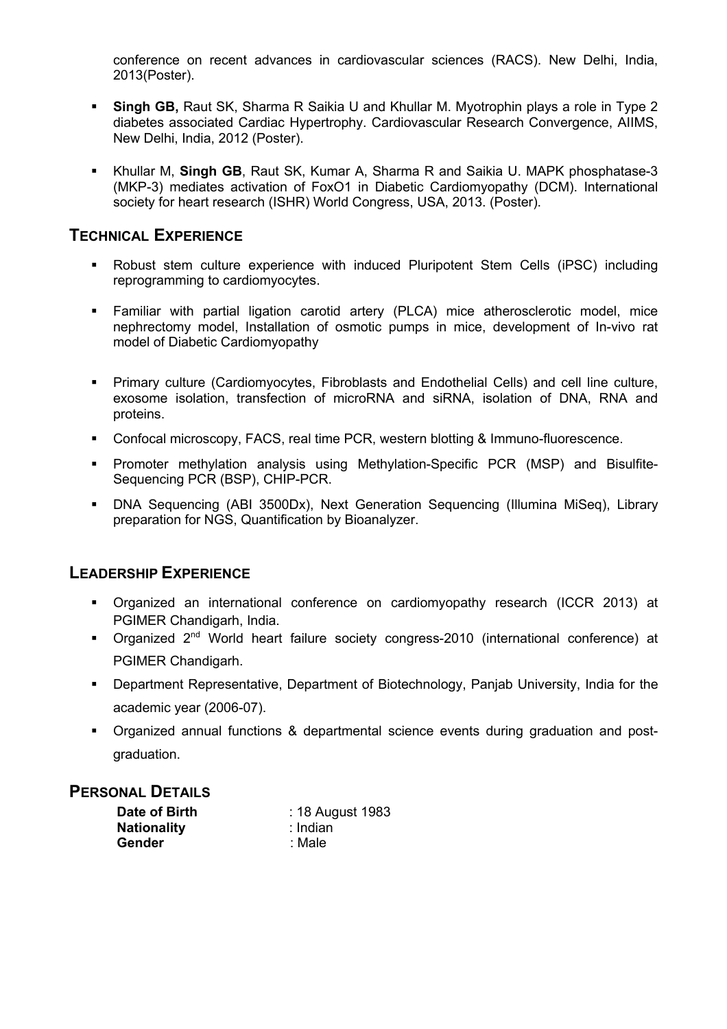conference on recent advances in cardiovascular sciences (RACS). New Delhi, India, 2013(Poster).

- **Singh GB,** Raut SK, Sharma R Saikia U and Khullar M. Myotrophin plays a role in Type 2 diabetes associated Cardiac Hypertrophy. Cardiovascular Research Convergence, AIIMS, New Delhi, India, 2012 (Poster).

- Khullar M, **Singh GB**, Raut SK, Kumar A, Sharma R and Saikia U. MAPK phosphatase-3 (MKP-3) mediates activation of FoxO1 in Diabetic Cardiomyopathy (DCM). International society for heart research (ISHR) World Congress, USA, 2013. (Poster).

## Technical Experience

- Robust stem culture experience with induced Pluripotent Stem Cells (iPSC) including reprogramming to cardiomyocytes.

- Familiar with partial ligation carotid artery (PLCA) mice atherosclerotic model, mice nephrectomy model, Installation of osmotic pumps in mice, development of In-vivo rat model of Diabetic Cardiomyopathy

- Primary culture (Cardiomyocytes, Fibroblasts and Endothelial Cells) and cell line culture, exosome isolation, transfection of microRNA and siRNA, isolation of DNA, RNA and proteins.

- Confocal microscopy, FACS, real time PCR, western blotting & Immuno-fluorescence.

- Promoter methylation analysis using Methylation-Specific PCR (MSP) and Bisulfite-Sequencing PCR (BSP), CHIP-PCR.

- DNA Sequencing (ABI 3500Dx), Next Generation Sequencing (Illumina MiSeq), Library preparation for NGS, Quantification by Bioanalyzer.

## Leadership Experience

- Organized an international conference on cardiomyopathy research (ICCR 2013) at PGIMER Chandigarh, India.
- Organized 2nd World heart failure society congress-2010 (international conference) at PGIMER Chandigarh.
- Department Representative, Department of Biotechnology, Panjab University, India for the academic year (2006-07).
- Organized annual functions & departmental science events during graduation and post-graduation.

## Personal Details

**Date of Birth** : 18 August 1983
**Nationality** : Indian
**Gender** : Male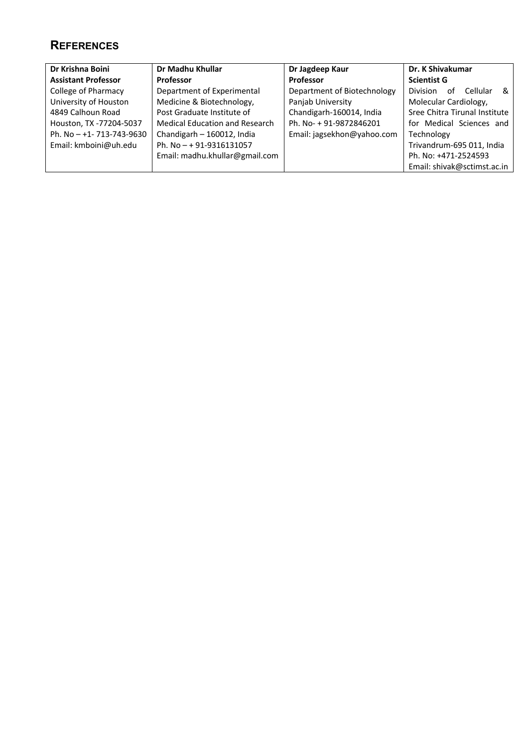## References

| | | | |
|---|---|---|---|
| **Dr Krishna Boini**<br>**Assistant Professor**<br>College of Pharmacy<br>University of Houston<br>4849 Calhoun Road<br>Houston, TX -77204-5037<br>Ph. No – +1- 713-743-9630<br>Email: kmboini@uh.edu | **Dr Madhu Khullar**<br>**Professor**<br>Department of Experimental Medicine & Biotechnology,<br>Post Graduate Institute of Medical Education and Research<br>Chandigarh – 160012, India<br>Ph. No – + 91-9316131057<br>Email: madhu.khullar@gmail.com | **Dr Jagdeep Kaur**<br>**Professor**<br>Department of Biotechnology<br>Panjab University<br>Chandigarh-160014, India<br>Ph. No- + 91-9872846201<br>Email: jagsekhon@yahoo.com | **Dr. K Shivakumar**<br>**Scientist G**<br>Division of Cellular & Molecular Cardiology,<br>Sree Chitra Tirunal Institute for Medical Sciences and Technology<br>Trivandrum-695 011, India<br>Ph. No: +471-2524593<br>Email: shivak@sctimst.ac.in |